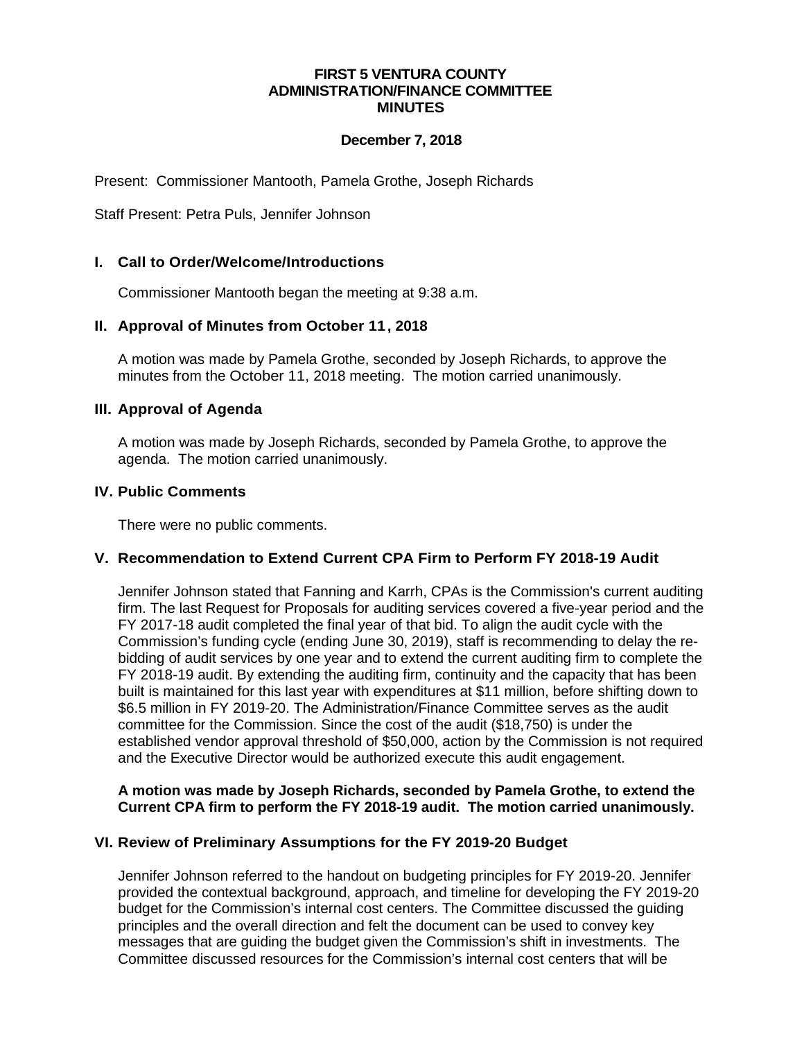# FIRST 5 VENTURA COUNTY
# ADMINISTRATION/FINANCE COMMITTEE
# MINUTES

**December 7, 2018**

Present: Commissioner Mantooth, Pamela Grothe, Joseph Richards

Staff Present: Petra Puls, Jennifer Johnson

## I. Call to Order/Welcome/Introductions

Commissioner Mantooth began the meeting at 9:38 a.m.

## II. Approval of Minutes from October 11, 2018

A motion was made by Pamela Grothe, seconded by Joseph Richards, to approve the minutes from the October 11, 2018 meeting. The motion carried unanimously.

## III. Approval of Agenda

A motion was made by Joseph Richards, seconded by Pamela Grothe, to approve the agenda. The motion carried unanimously.

## IV. Public Comments

There were no public comments.

## V. Recommendation to Extend Current CPA Firm to Perform FY 2018-19 Audit

Jennifer Johnson stated that Fanning and Karrh, CPAs is the Commission's current auditing firm. The last Request for Proposals for auditing services covered a five-year period and the FY 2017-18 audit completed the final year of that bid. To align the audit cycle with the Commission's funding cycle (ending June 30, 2019), staff is recommending to delay the re-bidding of audit services by one year and to extend the current auditing firm to complete the FY 2018-19 audit. By extending the auditing firm, continuity and the capacity that has been built is maintained for this last year with expenditures at $11 million, before shifting down to $6.5 million in FY 2019-20. The Administration/Finance Committee serves as the audit committee for the Commission. Since the cost of the audit ($18,750) is under the established vendor approval threshold of $50,000, action by the Commission is not required and the Executive Director would be authorized execute this audit engagement.

**A motion was made by Joseph Richards, seconded by Pamela Grothe, to extend the Current CPA firm to perform the FY 2018-19 audit. The motion carried unanimously.**

## VI. Review of Preliminary Assumptions for the FY 2019-20 Budget

Jennifer Johnson referred to the handout on budgeting principles for FY 2019-20. Jennifer provided the contextual background, approach, and timeline for developing the FY 2019-20 budget for the Commission's internal cost centers. The Committee discussed the guiding principles and the overall direction and felt the document can be used to convey key messages that are guiding the budget given the Commission's shift in investments. The Committee discussed resources for the Commission's internal cost centers that will be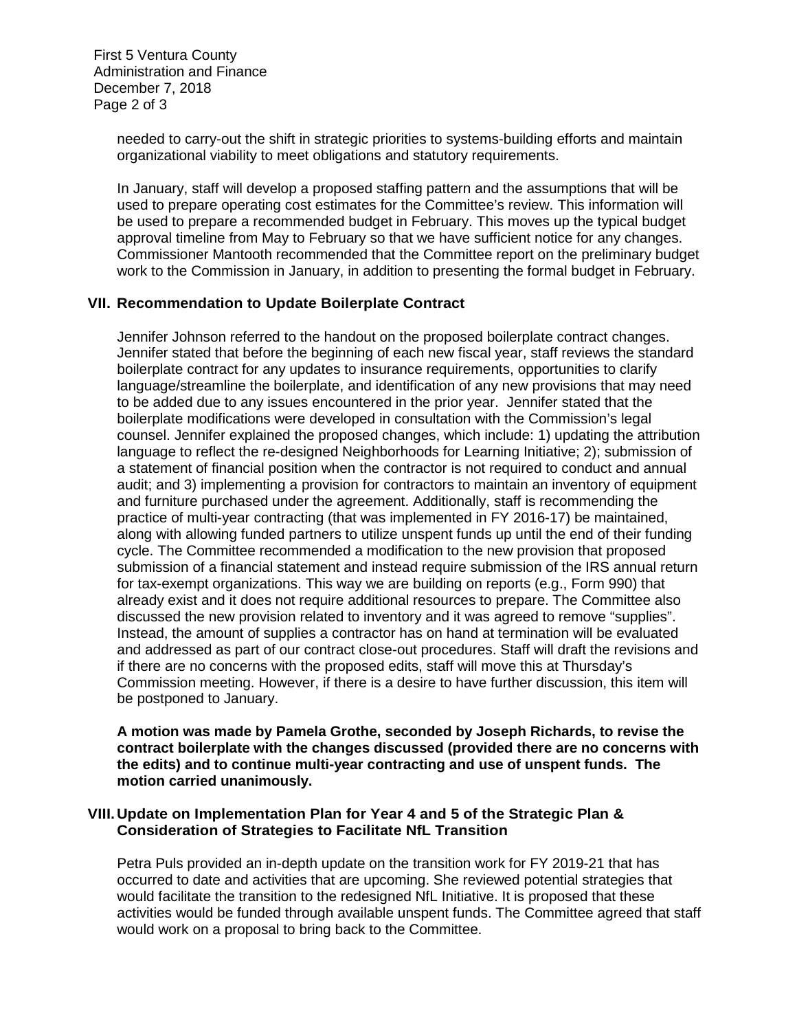needed to carry-out the shift in strategic priorities to systems-building efforts and maintain organizational viability to meet obligations and statutory requirements.

In January, staff will develop a proposed staffing pattern and the assumptions that will be used to prepare operating cost estimates for the Committee's review. This information will be used to prepare a recommended budget in February. This moves up the typical budget approval timeline from May to February so that we have sufficient notice for any changes. Commissioner Mantooth recommended that the Committee report on the preliminary budget work to the Commission in January, in addition to presenting the formal budget in February.

## VII. Recommendation to Update Boilerplate Contract

Jennifer Johnson referred to the handout on the proposed boilerplate contract changes. Jennifer stated that before the beginning of each new fiscal year, staff reviews the standard boilerplate contract for any updates to insurance requirements, opportunities to clarify language/streamline the boilerplate, and identification of any new provisions that may need to be added due to any issues encountered in the prior year. Jennifer stated that the boilerplate modifications were developed in consultation with the Commission's legal counsel. Jennifer explained the proposed changes, which include: 1) updating the attribution language to reflect the re-designed Neighborhoods for Learning Initiative; 2); submission of a statement of financial position when the contractor is not required to conduct and annual audit; and 3) implementing a provision for contractors to maintain an inventory of equipment and furniture purchased under the agreement. Additionally, staff is recommending the practice of multi-year contracting (that was implemented in FY 2016-17) be maintained, along with allowing funded partners to utilize unspent funds up until the end of their funding cycle. The Committee recommended a modification to the new provision that proposed submission of a financial statement and instead require submission of the IRS annual return for tax-exempt organizations. This way we are building on reports (e.g., Form 990) that already exist and it does not require additional resources to prepare. The Committee also discussed the new provision related to inventory and it was agreed to remove "supplies". Instead, the amount of supplies a contractor has on hand at termination will be evaluated and addressed as part of our contract close-out procedures. Staff will draft the revisions and if there are no concerns with the proposed edits, staff will move this at Thursday's Commission meeting. However, if there is a desire to have further discussion, this item will be postponed to January.

**A motion was made by Pamela Grothe, seconded by Joseph Richards, to revise the contract boilerplate with the changes discussed (provided there are no concerns with the edits) and to continue multi-year contracting and use of unspent funds. The motion carried unanimously.**

## VIII. Update on Implementation Plan for Year 4 and 5 of the Strategic Plan & Consideration of Strategies to Facilitate NfL Transition

Petra Puls provided an in-depth update on the transition work for FY 2019-21 that has occurred to date and activities that are upcoming. She reviewed potential strategies that would facilitate the transition to the redesigned NfL Initiative. It is proposed that these activities would be funded through available unspent funds. The Committee agreed that staff would work on a proposal to bring back to the Committee.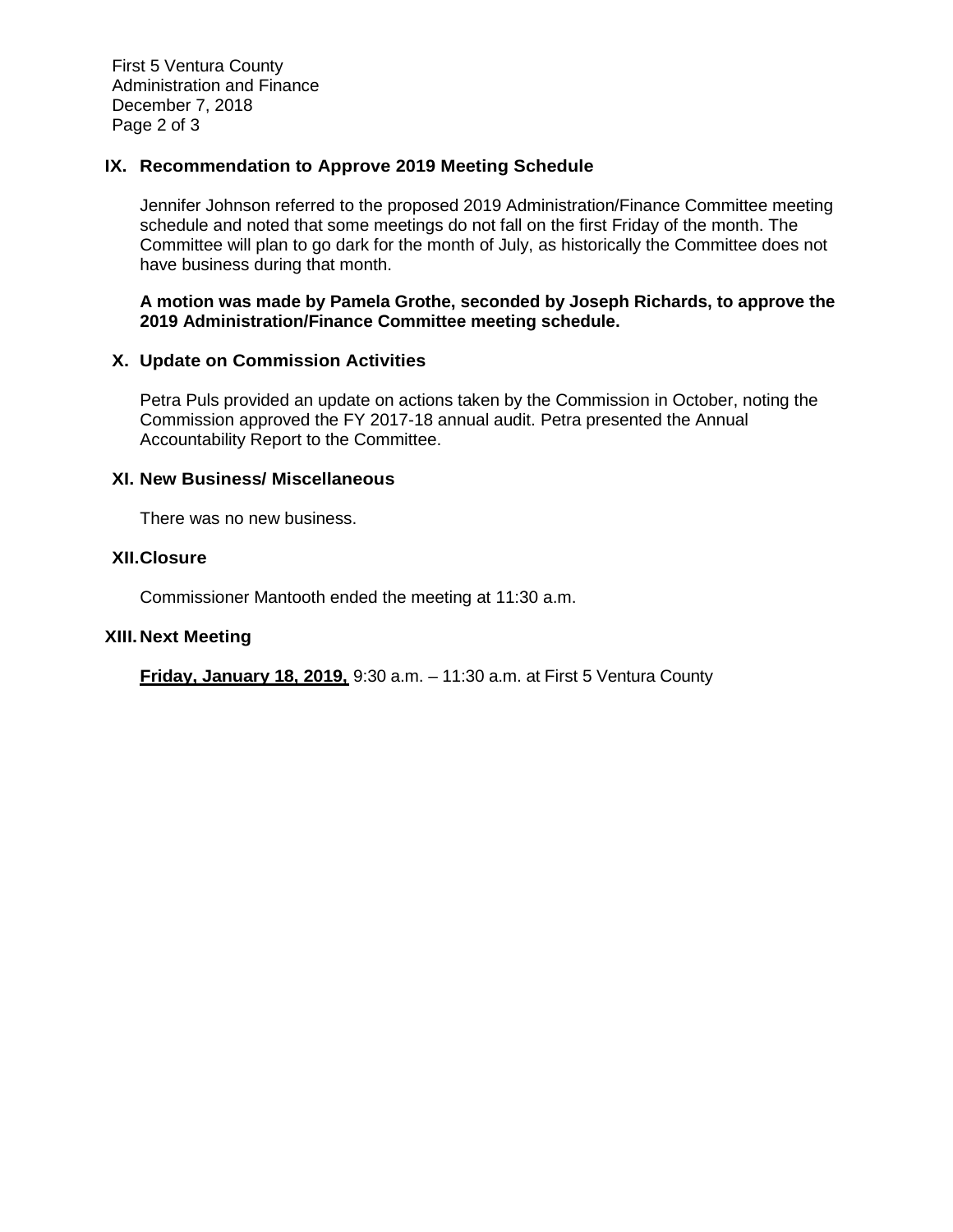## IX. Recommendation to Approve 2019 Meeting Schedule

Jennifer Johnson referred to the proposed 2019 Administration/Finance Committee meeting schedule and noted that some meetings do not fall on the first Friday of the month. The Committee will plan to go dark for the month of July, as historically the Committee does not have business during that month.

**A motion was made by Pamela Grothe, seconded by Joseph Richards, to approve the 2019 Administration/Finance Committee meeting schedule.**

## X. Update on Commission Activities

Petra Puls provided an update on actions taken by the Commission in October, noting the Commission approved the FY 2017-18 annual audit. Petra presented the Annual Accountability Report to the Committee.

## XI. New Business/ Miscellaneous

There was no new business.

## XII. Closure

Commissioner Mantooth ended the meeting at 11:30 a.m.

## XIII. Next Meeting

**Friday, January 18, 2019,** 9:30 a.m. – 11:30 a.m. at First 5 Ventura County